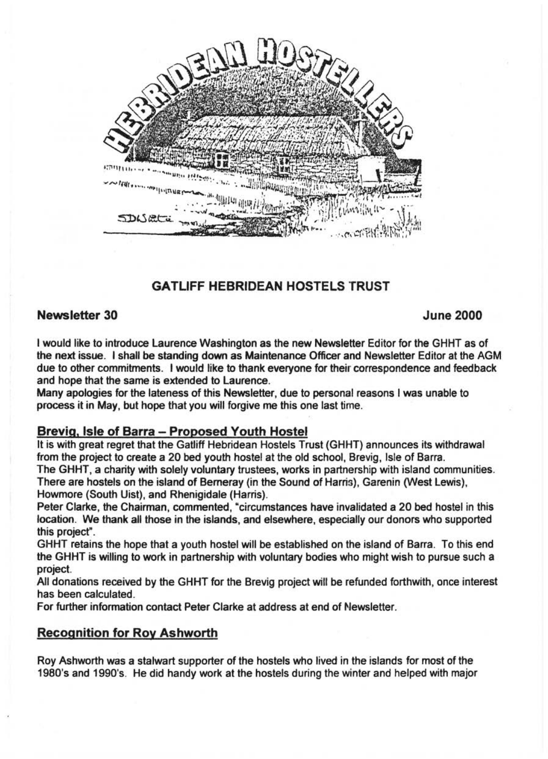# GATLIFF HEBRIDEAN HOSTELS TRUST

**Newsletter 30** **June 2000**

I would like to introduce Laurence Washington as the new Newsletter Editor for the GHHT as of the next issue. I shall be standing down as Maintenance Officer and Newsletter Editor at the AGM due to other commitments. I would like to thank everyone for their correspondence and feedback and hope that the same is extended to Laurence.

Many apologies for the lateness of this Newsletter, due to personal reasons I was unable to process it in May, but hope that you will forgive me this one last time.

## Brevig, Isle of Barra – Proposed Youth Hostel

It is with great regret that the Gatliff Hebridean Hostels Trust (GHHT) announces its withdrawal from the project to create a 20 bed youth hostel at the old school, Brevig, Isle of Barra.

The GHHT, a charity with solely voluntary trustees, works in partnership with island communities. There are hostels on the island of Berneray (in the Sound of Harris), Garenin (West Lewis), Howmore (South Uist), and Rhenigidale (Harris).

Peter Clarke, the Chairman, commented, "circumstances have invalidated a 20 bed hostel in this location. We thank all those in the islands, and elsewhere, especially our donors who supported this project".

GHHT retains the hope that a youth hostel will be established on the island of Barra. To this end the GHHT is willing to work in partnership with voluntary bodies who might wish to pursue such a project.

All donations received by the GHHT for the Brevig project will be refunded forthwith, once interest has been calculated.

For further information contact Peter Clarke at address at end of Newsletter.

## Recognition for Roy Ashworth

Roy Ashworth was a stalwart supporter of the hostels who lived in the islands for most of the 1980's and 1990's. He did handy work at the hostels during the winter and helped with major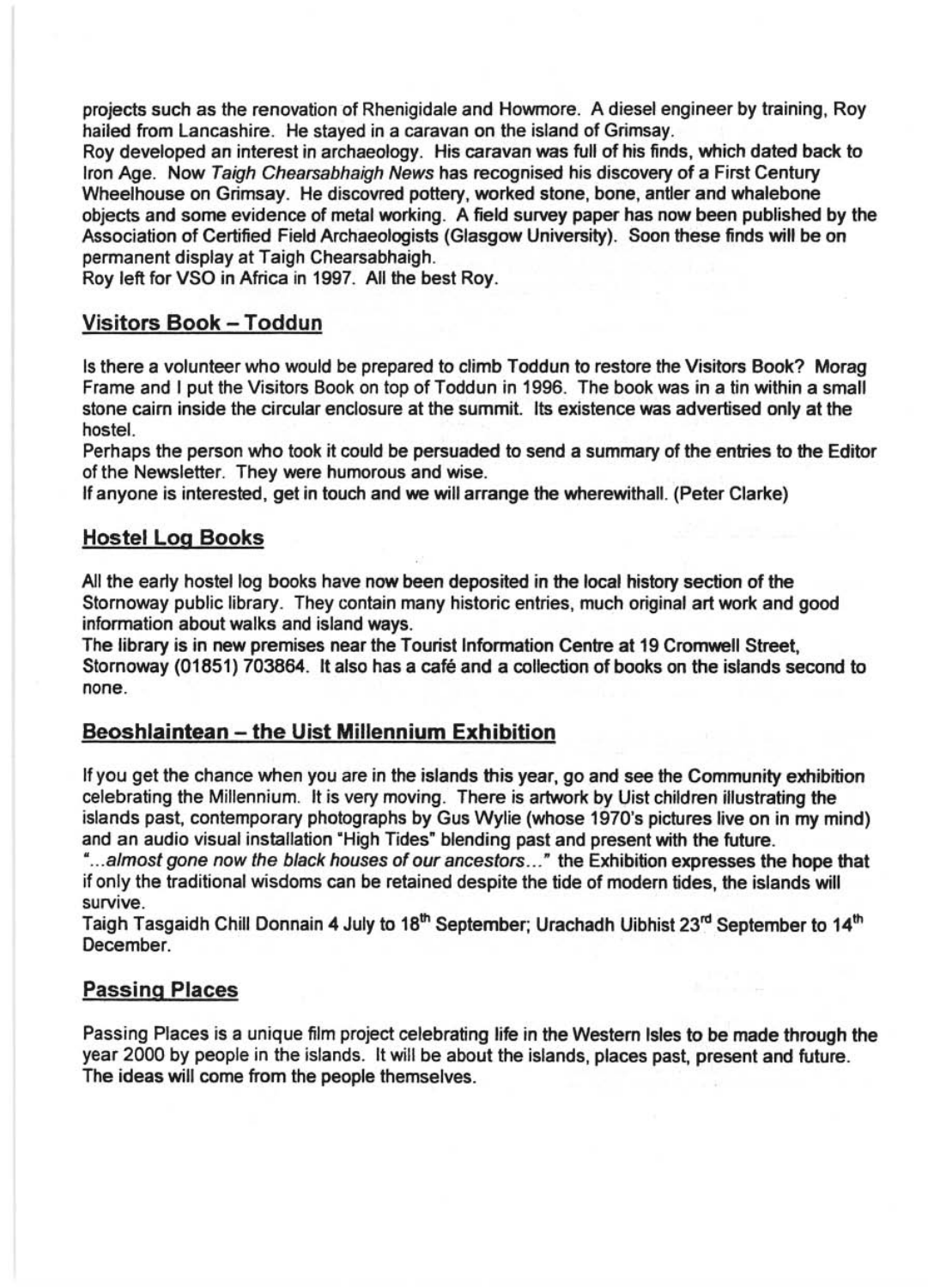projects such as the renovation of Rhenigidale and Howmore. A diesel engineer by training, Roy hailed from Lancashire. He stayed in a caravan on the island of Grimsay.
Roy developed an interest in archaeology. His caravan was full of his finds, which dated back to Iron Age. Now *Taigh Chearsabhaigh News* has recognised his discovery of a First Century Wheelhouse on Grimsay. He discovred pottery, worked stone, bone, antler and whalebone objects and some evidence of metal working. A field survey paper has now been published by the Association of Certified Field Archaeologists (Glasgow University). Soon these finds will be on permanent display at Taigh Chearsabhaigh.
Roy left for VSO in Africa in 1997. All the best Roy.

## Visitors Book – Toddun

Is there a volunteer who would be prepared to climb Toddun to restore the Visitors Book? Morag Frame and I put the Visitors Book on top of Toddun in 1996. The book was in a tin within a small stone cairn inside the circular enclosure at the summit. Its existence was advertised only at the hostel.
Perhaps the person who took it could be persuaded to send a summary of the entries to the Editor of the Newsletter. They were humorous and wise.
If anyone is interested, get in touch and we will arrange the wherewithall. (Peter Clarke)

## Hostel Log Books

All the early hostel log books have now been deposited in the local history section of the Stornoway public library. They contain many historic entries, much original art work and good information about walks and island ways.
The library is in new premises near the Tourist Information Centre at 19 Cromwell Street, Stornoway (01851) 703864. It also has a café and a collection of books on the islands second to none.

## Beoshlaintean – the Uist Millennium Exhibition

If you get the chance when you are in the islands this year, go and see the Community exhibition celebrating the Millennium. It is very moving. There is artwork by Uist children illustrating the islands past, contemporary photographs by Gus Wylie (whose 1970's pictures live on in my mind) and an audio visual installation "High Tides" blending past and present with the future.
"*...almost gone now the black houses of our ancestors...*" the Exhibition expresses the hope that if only the traditional wisdoms can be retained despite the tide of modern tides, the islands will survive.
Taigh Tasgaidh Chill Donnain 4 July to 18th September; Urachadh Uibhist 23rd September to 14th December.

## Passing Places

Passing Places is a unique film project celebrating life in the Western Isles to be made through the year 2000 by people in the islands. It will be about the islands, places past, present and future. The ideas will come from the people themselves.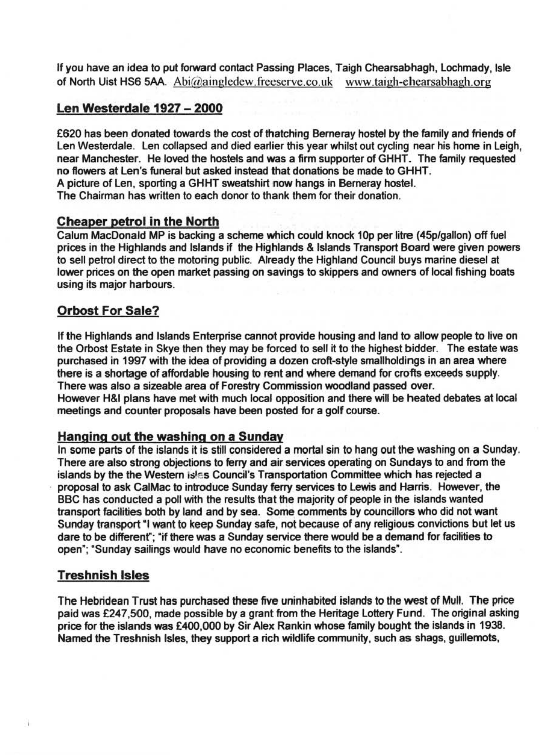If you have an idea to put forward contact Passing Places, Taigh Chearsabhagh, Lochmady, Isle of North Uist HS6 5AA. Abi@aingledew.freeserve.co.uk www.taigh-chearsabhagh.org

## Len Westerdale 1927 – 2000

£620 has been donated towards the cost of thatching Berneray hostel by the family and friends of Len Westerdale. Len collapsed and died earlier this year whilst out cycling near his home in Leigh, near Manchester. He loved the hostels and was a firm supporter of GHHT. The family requested no flowers at Len's funeral but asked instead that donations be made to GHHT.
A picture of Len, sporting a GHHT sweatshirt now hangs in Berneray hostel.
The Chairman has written to each donor to thank them for their donation.

## Cheaper petrol in the North

Calum MacDonald MP is backing a scheme which could knock 10p per litre (45p/gallon) off fuel prices in the Highlands and Islands if the Highlands & Islands Transport Board were given powers to sell petrol direct to the motoring public. Already the Highland Council buys marine diesel at lower prices on the open market passing on savings to skippers and owners of local fishing boats using its major harbours.

## Orbost For Sale?

If the Highlands and Islands Enterprise cannot provide housing and land to allow people to live on the Orbost Estate in Skye then they may be forced to sell it to the highest bidder. The estate was purchased in 1997 with the idea of providing a dozen croft-style smallholdings in an area where there is a shortage of affordable housing to rent and where demand for crofts exceeds supply. There was also a sizeable area of Forestry Commission woodland passed over.
However H&I plans have met with much local opposition and there will be heated debates at local meetings and counter proposals have been posted for a golf course.

## Hanging out the washing on a Sunday

In some parts of the islands it is still considered a mortal sin to hang out the washing on a Sunday. There are also strong objections to ferry and air services operating on Sundays to and from the islands by the the Western Isles Council's Transportation Committee which has rejected a proposal to ask CalMac to introduce Sunday ferry services to Lewis and Harris. However, the BBC has conducted a poll with the results that the majority of people in the islands wanted transport facilities both by land and by sea. Some comments by councillors who did not want Sunday transport "I want to keep Sunday safe, not because of any religious convictions but let us dare to be different"; "if there was a Sunday service there would be a demand for facilities to open"; "Sunday sailings would have no economic benefits to the islands".

## Treshnish Isles

The Hebridean Trust has purchased these five uninhabited islands to the west of Mull. The price paid was £247,500, made possible by a grant from the Heritage Lottery Fund. The original asking price for the islands was £400,000 by Sir Alex Rankin whose family bought the islands in 1938. Named the Treshnish Isles, they support a rich wildlife community, such as shags, guillemots,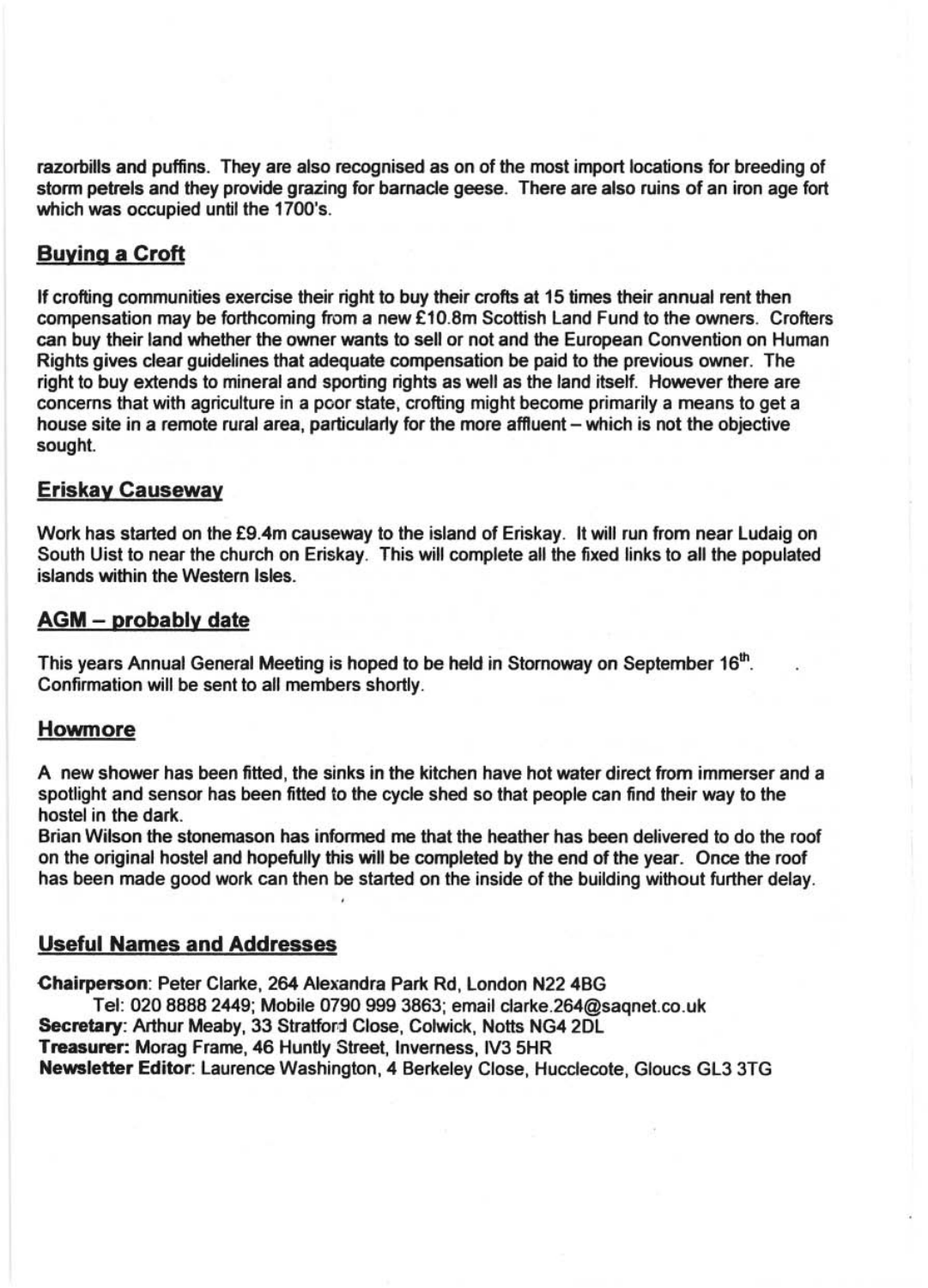razorbills and puffins. They are also recognised as on of the most import locations for breeding of storm petrels and they provide grazing for barnacle geese. There are also ruins of an iron age fort which was occupied until the 1700's.

## Buying a Croft

If crofting communities exercise their right to buy their crofts at 15 times their annual rent then compensation may be forthcoming from a new £10.8m Scottish Land Fund to the owners. Crofters can buy their land whether the owner wants to sell or not and the European Convention on Human Rights gives clear guidelines that adequate compensation be paid to the previous owner. The right to buy extends to mineral and sporting rights as well as the land itself. However there are concerns that with agriculture in a poor state, crofting might become primarily a means to get a house site in a remote rural area, particularly for the more affluent – which is not the objective sought.

## Eriskay Causeway

Work has started on the £9.4m causeway to the island of Eriskay. It will run from near Ludaig on South Uist to near the church on Eriskay. This will complete all the fixed links to all the populated islands within the Western Isles.

## AGM – probably date

This years Annual General Meeting is hoped to be held in Stornoway on September 16th. Confirmation will be sent to all members shortly.

## Howmore

A new shower has been fitted, the sinks in the kitchen have hot water direct from immerser and a spotlight and sensor has been fitted to the cycle shed so that people can find their way to the hostel in the dark.

Brian Wilson the stonemason has informed me that the heather has been delivered to do the roof on the original hostel and hopefully this will be completed by the end of the year. Once the roof has been made good work can then be started on the inside of the building without further delay.

## Useful Names and Addresses

**Chairperson**: Peter Clarke, 264 Alexandra Park Rd, London N22 4BG
Tel: 020 8888 2449; Mobile 0790 999 3863; email clarke.264@saqnet.co.uk
**Secretary**: Arthur Meaby, 33 Stratford Close, Colwick, Notts NG4 2DL
**Treasurer:** Morag Frame, 46 Huntly Street, Inverness, IV3 5HR
**Newsletter Editor**: Laurence Washington, 4 Berkeley Close, Hucclecote, Gloucs GL3 3TG